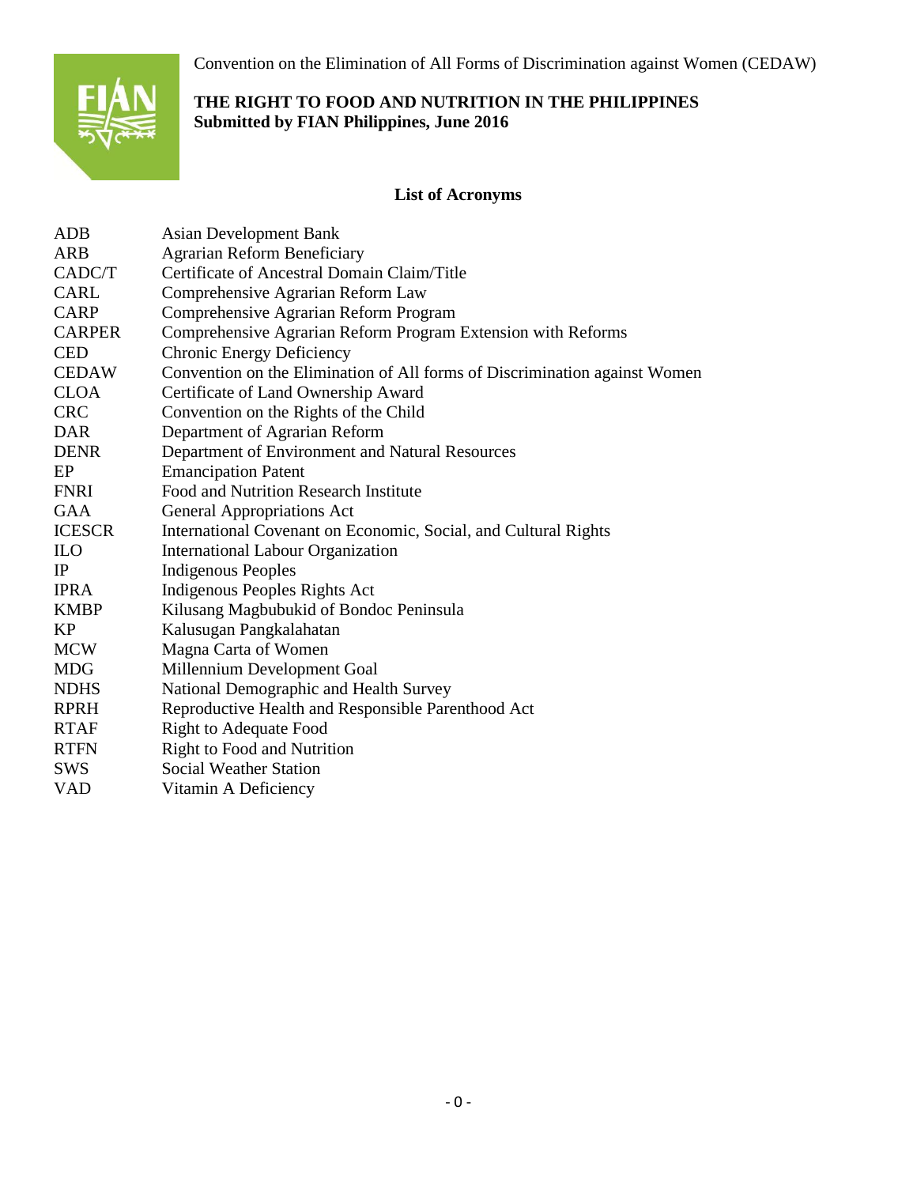Convention on the Elimination of All Forms of Discrimination against Women (CEDAW)

**THE RIGHT TO FOOD AND NUTRITION IN THE PHILIPPINES**
**Submitted by FIAN Philippines, June 2016**

## List of Acronyms

| | |
|---|---|
| ADB | Asian Development Bank |
| ARB | Agrarian Reform Beneficiary |
| CADC/T | Certificate of Ancestral Domain Claim/Title |
| CARL | Comprehensive Agrarian Reform Law |
| CARP | Comprehensive Agrarian Reform Program |
| CARPER | Comprehensive Agrarian Reform Program Extension with Reforms |
| CED | Chronic Energy Deficiency |
| CEDAW | Convention on the Elimination of All forms of Discrimination against Women |
| CLOA | Certificate of Land Ownership Award |
| CRC | Convention on the Rights of the Child |
| DAR | Department of Agrarian Reform |
| DENR | Department of Environment and Natural Resources |
| EP | Emancipation Patent |
| FNRI | Food and Nutrition Research Institute |
| GAA | General Appropriations Act |
| ICESCR | International Covenant on Economic, Social, and Cultural Rights |
| ILO | International Labour Organization |
| IP | Indigenous Peoples |
| IPRA | Indigenous Peoples Rights Act |
| KMBP | Kilusang Magbubukid of Bondoc Peninsula |
| KP | Kalusugan Pangkalahatan |
| MCW | Magna Carta of Women |
| MDG | Millennium Development Goal |
| NDHS | National Demographic and Health Survey |
| RPRH | Reproductive Health and Responsible Parenthood Act |
| RTAF | Right to Adequate Food |
| RTFN | Right to Food and Nutrition |
| SWS | Social Weather Station |
| VAD | Vitamin A Deficiency |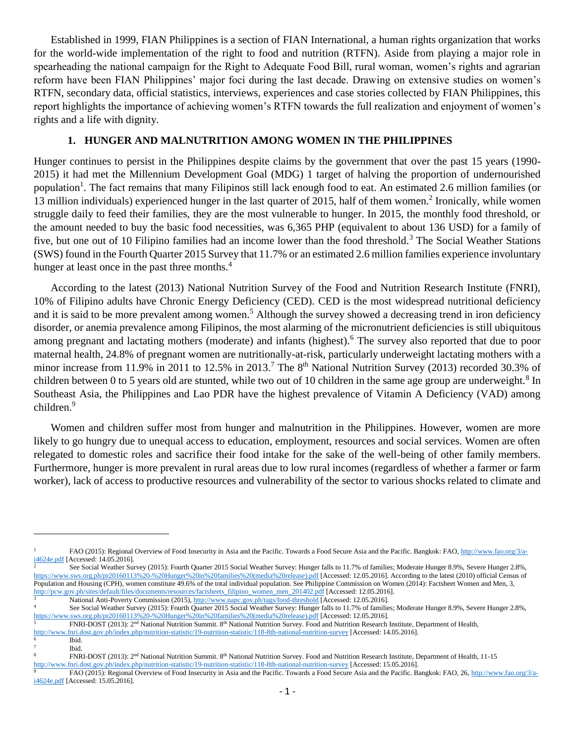Established in 1999, FIAN Philippines is a section of FIAN International, a human rights organization that works for the world-wide implementation of the right to food and nutrition (RTFN). Aside from playing a major role in spearheading the national campaign for the Right to Adequate Food Bill, rural woman, women's rights and agrarian reform have been FIAN Philippines' major foci during the last decade. Drawing on extensive studies on women's RTFN, secondary data, official statistics, interviews, experiences and case stories collected by FIAN Philippines, this report highlights the importance of achieving women's RTFN towards the full realization and enjoyment of women's rights and a life with dignity.

## 1. HUNGER AND MALNUTRITION AMONG WOMEN IN THE PHILIPPINES

Hunger continues to persist in the Philippines despite claims by the government that over the past 15 years (1990-2015) it had met the Millennium Development Goal (MDG) 1 target of halving the proportion of undernourished population[1]. The fact remains that many Filipinos still lack enough food to eat. An estimated 2.6 million families (or 13 million individuals) experienced hunger in the last quarter of 2015, half of them women.[2] Ironically, while women struggle daily to feed their families, they are the most vulnerable to hunger. In 2015, the monthly food threshold, or the amount needed to buy the basic food necessities, was 6,365 PHP (equivalent to about 136 USD) for a family of five, but one out of 10 Filipino families had an income lower than the food threshold.[3] The Social Weather Stations (SWS) found in the Fourth Quarter 2015 Survey that 11.7% or an estimated 2.6 million families experience involuntary hunger at least once in the past three months.[4]

According to the latest (2013) National Nutrition Survey of the Food and Nutrition Research Institute (FNRI), 10% of Filipino adults have Chronic Energy Deficiency (CED). CED is the most widespread nutritional deficiency and it is said to be more prevalent among women.[5] Although the survey showed a decreasing trend in iron deficiency disorder, or anemia prevalence among Filipinos, the most alarming of the micronutrient deficiencies is still ubiquitous among pregnant and lactating mothers (moderate) and infants (highest).[6] The survey also reported that due to poor maternal health, 24.8% of pregnant women are nutritionally-at-risk, particularly underweight lactating mothers with a minor increase from 11.9% in 2011 to 12.5% in 2013.[7] The 8th National Nutrition Survey (2013) recorded 30.3% of children between 0 to 5 years old are stunted, while two out of 10 children in the same age group are underweight.[8] In Southeast Asia, the Philippines and Lao PDR have the highest prevalence of Vitamin A Deficiency (VAD) among children.[9]

Women and children suffer most from hunger and malnutrition in the Philippines. However, women are more likely to go hungry due to unequal access to education, employment, resources and social services. Women are often relegated to domestic roles and sacrifice their food intake for the sake of the well-being of other family members. Furthermore, hunger is more prevalent in rural areas due to low rural incomes (regardless of whether a farmer or farm worker), lack of access to productive resources and vulnerability of the sector to various shocks related to climate and

---

[1] FAO (2015): Regional Overview of Food Insecurity in Asia and the Pacific. Towards a Food Secure Asia and the Pacific. Bangkok: FAO, http://www.fao.org/3/a-i4624e.pdf [Accessed: 14.05.2016].

[2] See Social Weather Survey (2015): Fourth Quarter 2015 Social Weather Survey: Hunger falls to 11.7% of families; Moderate Hunger 8.9%, Severe Hunger 2.8%, https://www.sws.org.ph/pr20160113%20-%20Hunger%20in%20families%20(media%20release).pdf [Accessed: 12.05.2016]. According to the latest (2010) official Census of Population and Housing (CPH), women constitute 49.6% of the total individual population. See Philippine Commission on Women (2014): Factsheet Women and Men, 3, http://pcw.gov.ph/sites/default/files/documents/resources/factsheets_filipino_women_men_201402.pdf [Accessed: 12.05.2016].

[3] National Anti-Poverty Commission (2015), http://www.napc.gov.ph/tags/food-threshold [Accessed: 12.05.2016].

[4] See Social Weather Survey (2015): Fourth Quarter 2015 Social Weather Survey: Hunger falls to 11.7% of families; Moderate Hunger 8.9%, Severe Hunger 2.8%, https://www.sws.org.ph/pr20160113%20-%20Hunger%20in%20families%20(media%20release).pdf [Accessed: 12.05.2016].

[5] FNRI-DOST (2013): 2nd National Nutrition Summit. 8th National Nutrition Survey. Food and Nutrition Research Institute, Department of Health, http://www.fnri.dost.gov.ph/index.php/nutrition-statistic/19-nutrition-statistic/118-8th-national-nutrition-survey [Accessed: 14.05.2016].

[6] Ibid.

[7] Ibid.

[8] FNRI-DOST (2013): 2nd National Nutrition Summit. 8th National Nutrition Survey. Food and Nutrition Research Institute, Department of Health, 11-15 http://www.fnri.dost.gov.ph/index.php/nutrition-statistic/19-nutrition-statistic/118-8th-national-nutrition-survey [Accessed: 15.05.2016].

[9] FAO (2015): Regional Overview of Food Insecurity in Asia and the Pacific. Towards a Food Secure Asia and the Pacific. Bangkok: FAO, 26, http://www.fao.org/3/a-i4624e.pdf [Accessed: 15.05.2016].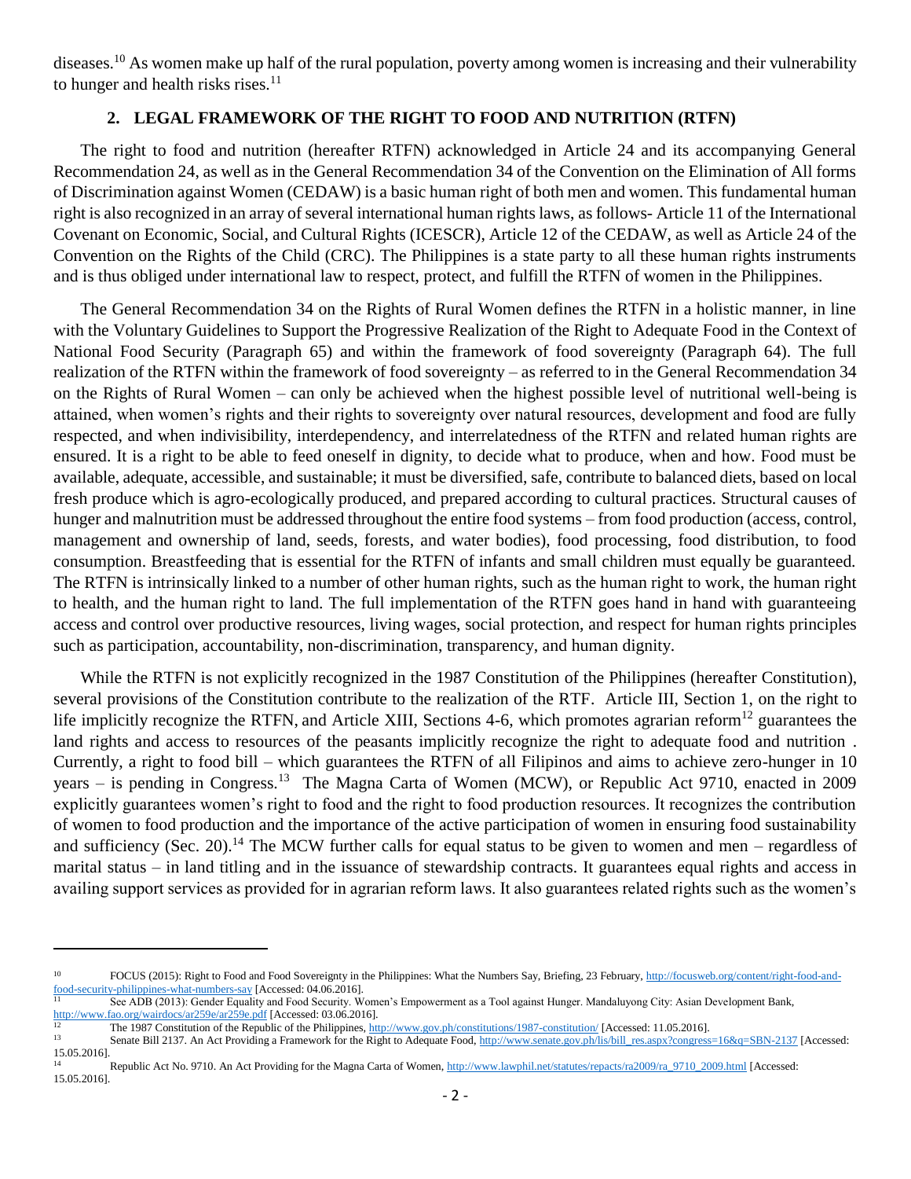diseases.[10] As women make up half of the rural population, poverty among women is increasing and their vulnerability to hunger and health risks rises.[11]

## 2. LEGAL FRAMEWORK OF THE RIGHT TO FOOD AND NUTRITION (RTFN)

The right to food and nutrition (hereafter RTFN) acknowledged in Article 24 and its accompanying General Recommendation 24, as well as in the General Recommendation 34 of the Convention on the Elimination of All forms of Discrimination against Women (CEDAW) is a basic human right of both men and women. This fundamental human right is also recognized in an array of several international human rights laws, as follows- Article 11 of the International Covenant on Economic, Social, and Cultural Rights (ICESCR), Article 12 of the CEDAW, as well as Article 24 of the Convention on the Rights of the Child (CRC). The Philippines is a state party to all these human rights instruments and is thus obliged under international law to respect, protect, and fulfill the RTFN of women in the Philippines.

The General Recommendation 34 on the Rights of Rural Women defines the RTFN in a holistic manner, in line with the Voluntary Guidelines to Support the Progressive Realization of the Right to Adequate Food in the Context of National Food Security (Paragraph 65) and within the framework of food sovereignty (Paragraph 64). The full realization of the RTFN within the framework of food sovereignty – as referred to in the General Recommendation 34 on the Rights of Rural Women – can only be achieved when the highest possible level of nutritional well-being is attained, when women's rights and their rights to sovereignty over natural resources, development and food are fully respected, and when indivisibility, interdependency, and interrelatedness of the RTFN and related human rights are ensured. It is a right to be able to feed oneself in dignity, to decide what to produce, when and how. Food must be available, adequate, accessible, and sustainable; it must be diversified, safe, contribute to balanced diets, based on local fresh produce which is agro-ecologically produced, and prepared according to cultural practices. Structural causes of hunger and malnutrition must be addressed throughout the entire food systems – from food production (access, control, management and ownership of land, seeds, forests, and water bodies), food processing, food distribution, to food consumption. Breastfeeding that is essential for the RTFN of infants and small children must equally be guaranteed. The RTFN is intrinsically linked to a number of other human rights, such as the human right to work, the human right to health, and the human right to land. The full implementation of the RTFN goes hand in hand with guaranteeing access and control over productive resources, living wages, social protection, and respect for human rights principles such as participation, accountability, non-discrimination, transparency, and human dignity.

While the RTFN is not explicitly recognized in the 1987 Constitution of the Philippines (hereafter Constitution), several provisions of the Constitution contribute to the realization of the RTF. Article III, Section 1, on the right to life implicitly recognize the RTFN, and Article XIII, Sections 4-6, which promotes agrarian reform[12] guarantees the land rights and access to resources of the peasants implicitly recognize the right to adequate food and nutrition . Currently, a right to food bill – which guarantees the RTFN of all Filipinos and aims to achieve zero-hunger in 10 years – is pending in Congress.[13] The Magna Carta of Women (MCW), or Republic Act 9710, enacted in 2009 explicitly guarantees women's right to food and the right to food production resources. It recognizes the contribution of women to food production and the importance of the active participation of women in ensuring food sustainability and sufficiency (Sec. 20).[14] The MCW further calls for equal status to be given to women and men – regardless of marital status – in land titling and in the issuance of stewardship contracts. It guarantees equal rights and access in availing support services as provided for in agrarian reform laws. It also guarantees related rights such as the women's

---

[10] FOCUS (2015): Right to Food and Food Sovereignty in the Philippines: What the Numbers Say, Briefing, 23 February, http://focusweb.org/content/right-food-and-food-security-philippines-what-numbers-say [Accessed: 04.06.2016].

[11] See ADB (2013): Gender Equality and Food Security. Women's Empowerment as a Tool against Hunger. Mandaluyong City: Asian Development Bank, http://www.fao.org/wairdocs/ar259e/ar259e.pdf [Accessed: 03.06.2016].

[12] The 1987 Constitution of the Republic of the Philippines, http://www.gov.ph/constitutions/1987-constitution/ [Accessed: 11.05.2016].

[13] Senate Bill 2137. An Act Providing a Framework for the Right to Adequate Food, http://www.senate.gov.ph/lis/bill_res.aspx?congress=16&q=SBN-2137 [Accessed: 15.05.2016].

[14] Republic Act No. 9710. An Act Providing for the Magna Carta of Women, http://www.lawphil.net/statutes/repacts/ra2009/ra_9710_2009.html [Accessed: 15.05.2016].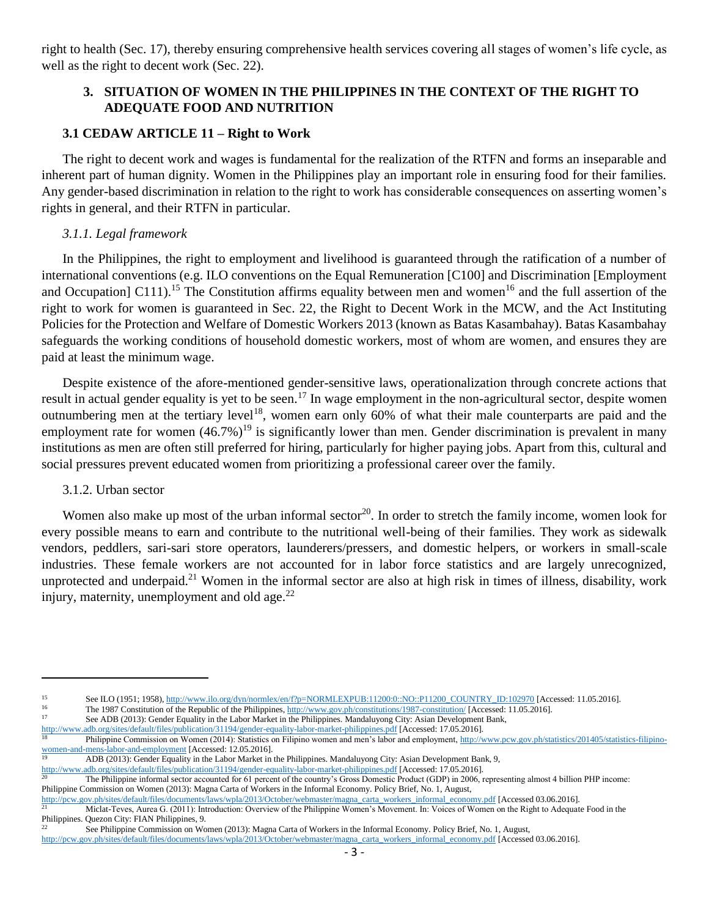right to health (Sec. 17), thereby ensuring comprehensive health services covering all stages of women's life cycle, as well as the right to decent work (Sec. 22).

## 3. SITUATION OF WOMEN IN THE PHILIPPINES IN THE CONTEXT OF THE RIGHT TO ADEQUATE FOOD AND NUTRITION

### 3.1 CEDAW ARTICLE 11 – Right to Work

The right to decent work and wages is fundamental for the realization of the RTFN and forms an inseparable and inherent part of human dignity. Women in the Philippines play an important role in ensuring food for their families. Any gender-based discrimination in relation to the right to work has considerable consequences on asserting women's rights in general, and their RTFN in particular.

#### *3.1.1. Legal framework*

In the Philippines, the right to employment and livelihood is guaranteed through the ratification of a number of international conventions (e.g. ILO conventions on the Equal Remuneration [C100] and Discrimination [Employment and Occupation] C111).[15] The Constitution affirms equality between men and women[16] and the full assertion of the right to work for women is guaranteed in Sec. 22, the Right to Decent Work in the MCW, and the Act Instituting Policies for the Protection and Welfare of Domestic Workers 2013 (known as Batas Kasambahay). Batas Kasambahay safeguards the working conditions of household domestic workers, most of whom are women, and ensures they are paid at least the minimum wage.

Despite existence of the afore-mentioned gender-sensitive laws, operationalization through concrete actions that result in actual gender equality is yet to be seen.[17] In wage employment in the non-agricultural sector, despite women outnumbering men at the tertiary level[18], women earn only 60% of what their male counterparts are paid and the employment rate for women (46.7%)[19] is significantly lower than men. Gender discrimination is prevalent in many institutions as men are often still preferred for hiring, particularly for higher paying jobs. Apart from this, cultural and social pressures prevent educated women from prioritizing a professional career over the family.

#### 3.1.2. Urban sector

Women also make up most of the urban informal sector[20]. In order to stretch the family income, women look for every possible means to earn and contribute to the nutritional well-being of their families. They work as sidewalk vendors, peddlers, sari-sari store operators, launderers/pressers, and domestic helpers, or workers in small-scale industries. These female workers are not accounted for in labor force statistics and are largely unrecognized, unprotected and underpaid.[21] Women in the informal sector are also at high risk in times of illness, disability, work injury, maternity, unemployment and old age.[22]

---

[15] See ILO (1951; 1958), http://www.ilo.org/dyn/normlex/en/f?p=NORMLEXPUB:11200:0::NO::P11200_COUNTRY_ID:102970 [Accessed: 11.05.2016].

[16] The 1987 Constitution of the Republic of the Philippines, http://www.gov.ph/constitutions/1987-constitution/ [Accessed: 11.05.2016].

[17] See ADB (2013): Gender Equality in the Labor Market in the Philippines. Mandaluyong City: Asian Development Bank, http://www.adb.org/sites/default/files/publication/31194/gender-equality-labor-market-philippines.pdf [Accessed: 17.05.2016].

[18] Philippine Commission on Women (2014): Statistics on Filipino women and men's labor and employment, http://www.pcw.gov.ph/statistics/201405/statistics-filipino-women-and-mens-labor-and-employment [Accessed: 12.05.2016].

[19] ADB (2013): Gender Equality in the Labor Market in the Philippines. Mandaluyong City: Asian Development Bank, 9, http://www.adb.org/sites/default/files/publication/31194/gender-equality-labor-market-philippines.pdf [Accessed: 17.05.2016].

[20] The Philippine informal sector accounted for 61 percent of the country's Gross Domestic Product (GDP) in 2006, representing almost 4 billion PHP income: Philippine Commission on Women (2013): Magna Carta of Workers in the Informal Economy. Policy Brief, No. 1, August, http://pcw.gov.ph/sites/default/files/documents/laws/wpla/2013/October/webmaster/magna_carta_workers_informal_economy.pdf [Accessed 03.06.2016].

[21] Miclat-Teves, Aurea G. (2011): Introduction: Overview of the Philippine Women's Movement. In: Voices of Women on the Right to Adequate Food in the Philippines. Quezon City: FIAN Philippines, 9.

[22] See Philippine Commission on Women (2013): Magna Carta of Workers in the Informal Economy. Policy Brief, No. 1, August, http://pcw.gov.ph/sites/default/files/documents/laws/wpla/2013/October/webmaster/magna_carta_workers_informal_economy.pdf [Accessed 03.06.2016].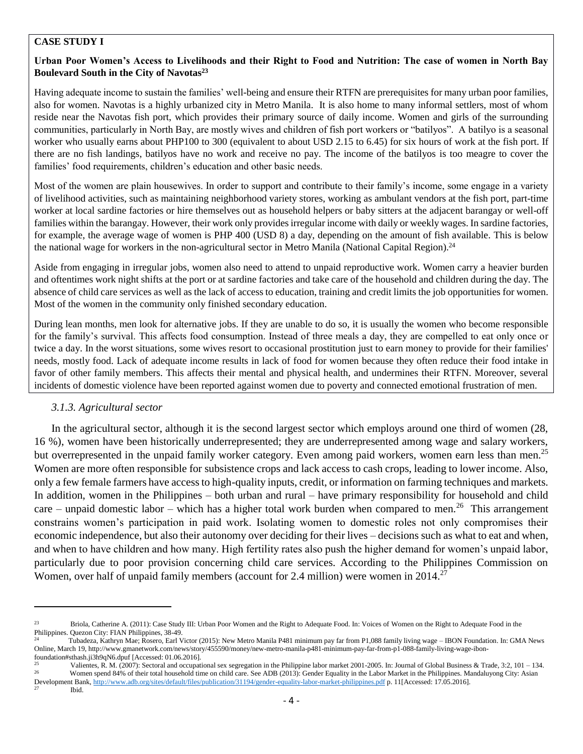**CASE STUDY I**

**Urban Poor Women's Access to Livelihoods and their Right to Food and Nutrition: The case of women in North Bay Boulevard South in the City of Navotas**[23]

Having adequate income to sustain the families' well-being and ensure their RTFN are prerequisites for many urban poor families, also for women. Navotas is a highly urbanized city in Metro Manila. It is also home to many informal settlers, most of whom reside near the Navotas fish port, which provides their primary source of daily income. Women and girls of the surrounding communities, particularly in North Bay, are mostly wives and children of fish port workers or "batilyos". A batilyo is a seasonal worker who usually earns about PHP100 to 300 (equivalent to about USD 2.15 to 6.45) for six hours of work at the fish port. If there are no fish landings, batilyos have no work and receive no pay. The income of the batilyos is too meagre to cover the families' food requirements, children's education and other basic needs.

Most of the women are plain housewives. In order to support and contribute to their family's income, some engage in a variety of livelihood activities, such as maintaining neighborhood variety stores, working as ambulant vendors at the fish port, part-time worker at local sardine factories or hire themselves out as household helpers or baby sitters at the adjacent barangay or well-off families within the barangay. However, their work only provides irregular income with daily or weekly wages. In sardine factories, for example, the average wage of women is PHP 400 (USD 8) a day, depending on the amount of fish available. This is below the national wage for workers in the non-agricultural sector in Metro Manila (National Capital Region).[24]

Aside from engaging in irregular jobs, women also need to attend to unpaid reproductive work. Women carry a heavier burden and oftentimes work night shifts at the port or at sardine factories and take care of the household and children during the day. The absence of child care services as well as the lack of access to education, training and credit limits the job opportunities for women. Most of the women in the community only finished secondary education.

During lean months, men look for alternative jobs. If they are unable to do so, it is usually the women who become responsible for the family's survival. This affects food consumption. Instead of three meals a day, they are compelled to eat only once or twice a day. In the worst situations, some wives resort to occasional prostitution just to earn money to provide for their families' needs, mostly food. Lack of adequate income results in lack of food for women because they often reduce their food intake in favor of other family members. This affects their mental and physical health, and undermines their RTFN. Moreover, several incidents of domestic violence have been reported against women due to poverty and connected emotional frustration of men.

### *3.1.3. Agricultural sector*

In the agricultural sector, although it is the second largest sector which employs around one third of women (28, 16 %), women have been historically underrepresented; they are underrepresented among wage and salary workers, but overrepresented in the unpaid family worker category. Even among paid workers, women earn less than men.[25] Women are more often responsible for subsistence crops and lack access to cash crops, leading to lower income. Also, only a few female farmers have access to high-quality inputs, credit, or information on farming techniques and markets. In addition, women in the Philippines – both urban and rural – have primary responsibility for household and child care – unpaid domestic labor – which has a higher total work burden when compared to men.[26] This arrangement constrains women's participation in paid work. Isolating women to domestic roles not only compromises their economic independence, but also their autonomy over deciding for their lives – decisions such as what to eat and when, and when to have children and how many. High fertility rates also push the higher demand for women's unpaid labor, particularly due to poor provision concerning child care services. According to the Philippines Commission on Women, over half of unpaid family members (account for 2.4 million) were women in 2014.[27]

---

[23] Briola, Catherine A. (2011): Case Study III: Urban Poor Women and the Right to Adequate Food. In: Voices of Women on the Right to Adequate Food in the Philippines. Quezon City: FIAN Philippines, 38-49.

[24] Tubadeza, Kathryn Mae; Rosero, Earl Victor (2015): New Metro Manila P481 minimum pay far from P1,088 family living wage – IBON Foundation. In: GMA News Online, March 19, http://www.gmanetwork.com/news/story/455590/money/new-metro-manila-p481-minimum-pay-far-from-p1-088-family-living-wage-ibon-foundation#sthash.ji3h9qN6.dpuf [Accessed: 01.06.2016].

[25] Valientes, R. M. (2007): Sectoral and occupational sex segregation in the Philippine labor market 2001-2005. In: Journal of Global Business & Trade, 3:2, 101 – 134.

[26] Women spend 84% of their total household time on child care. See ADB (2013): Gender Equality in the Labor Market in the Philippines. Mandaluyong City: Asian Development Bank, http://www.adb.org/sites/default/files/publication/31194/gender-equality-labor-market-philippines.pdf p. 11[Accessed: 17.05.2016].

[27] Ibid.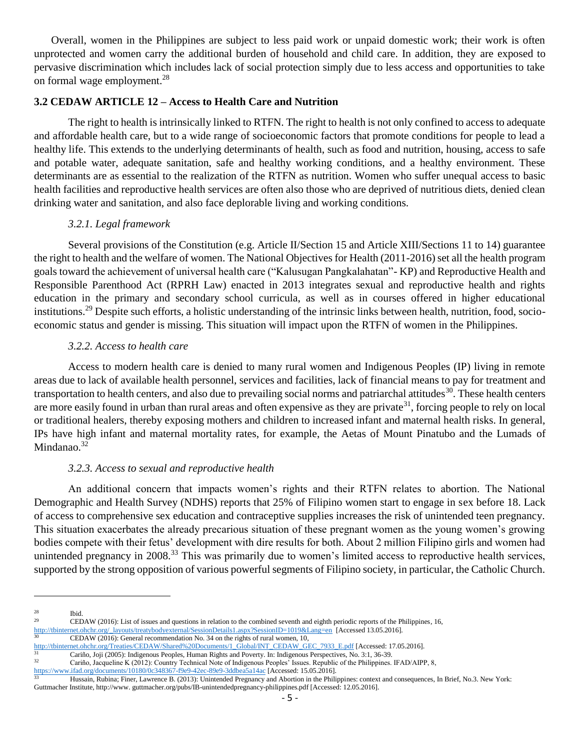Overall, women in the Philippines are subject to less paid work or unpaid domestic work; their work is often unprotected and women carry the additional burden of household and child care. In addition, they are exposed to pervasive discrimination which includes lack of social protection simply due to less access and opportunities to take on formal wage employment.[28]

### 3.2 CEDAW ARTICLE 12 – Access to Health Care and Nutrition

The right to health is intrinsically linked to RTFN. The right to health is not only confined to access to adequate and affordable health care, but to a wide range of socioeconomic factors that promote conditions for people to lead a healthy life. This extends to the underlying determinants of health, such as food and nutrition, housing, access to safe and potable water, adequate sanitation, safe and healthy working conditions, and a healthy environment. These determinants are as essential to the realization of the RTFN as nutrition. Women who suffer unequal access to basic health facilities and reproductive health services are often also those who are deprived of nutritious diets, denied clean drinking water and sanitation, and also face deplorable living and working conditions.

#### *3.2.1. Legal framework*

Several provisions of the Constitution (e.g. Article II/Section 15 and Article XIII/Sections 11 to 14) guarantee the right to health and the welfare of women. The National Objectives for Health (2011-2016) set all the health program goals toward the achievement of universal health care ("Kalusugan Pangkalahatan"- KP) and Reproductive Health and Responsible Parenthood Act (RPRH Law) enacted in 2013 integrates sexual and reproductive health and rights education in the primary and secondary school curricula, as well as in courses offered in higher educational institutions.[29] Despite such efforts, a holistic understanding of the intrinsic links between health, nutrition, food, socio-economic status and gender is missing. This situation will impact upon the RTFN of women in the Philippines.

#### *3.2.2. Access to health care*

Access to modern health care is denied to many rural women and Indigenous Peoples (IP) living in remote areas due to lack of available health personnel, services and facilities, lack of financial means to pay for treatment and transportation to health centers, and also due to prevailing social norms and patriarchal attitudes[30]. These health centers are more easily found in urban than rural areas and often expensive as they are private[31], forcing people to rely on local or traditional healers, thereby exposing mothers and children to increased infant and maternal health risks. In general, IPs have high infant and maternal mortality rates, for example, the Aetas of Mount Pinatubo and the Lumads of Mindanao.[32]

#### *3.2.3. Access to sexual and reproductive health*

An additional concern that impacts women's rights and their RTFN relates to abortion. The National Demographic and Health Survey (NDHS) reports that 25% of Filipino women start to engage in sex before 18. Lack of access to comprehensive sex education and contraceptive supplies increases the risk of unintended teen pregnancy. This situation exacerbates the already precarious situation of these pregnant women as the young women's growing bodies compete with their fetus' development with dire results for both. About 2 million Filipino girls and women had unintended pregnancy in 2008.[33] This was primarily due to women's limited access to reproductive health services, supported by the strong opposition of various powerful segments of Filipino society, in particular, the Catholic Church.

---

[28] Ibid.

[29] CEDAW (2016): List of issues and questions in relation to the combined seventh and eighth periodic reports of the Philippines, 16, http://tbinternet.ohchr.org/_layouts/treatybodyexternal/SessionDetails1.aspx?SessionID=1019&Lang=en [Accessed 13.05.2016].

[30] CEDAW (2016): General recommendation No. 34 on the rights of rural women, 10, http://tbinternet.ohchr.org/Treaties/CEDAW/Shared%20Documents/1_Global/INT_CEDAW_GEC_7933_E.pdf [Accessed: 17.05.2016].

[31] Cariño, Joji (2005): Indigenous Peoples, Human Rights and Poverty. In: Indigenous Perspectives, No. 3:1, 36-39.

[32] Cariño, Jacqueline K (2012): Country Technical Note of Indigenous Peoples' Issues. Republic of the Philippines. IFAD/AIPP, 8, https://www.ifad.org/documents/10180/0c348367-f9e9-42ec-89e9-3ddbea5a14ac [Accessed: 15.05.2016].

[33] Hussain, Rubina; Finer, Lawrence B. (2013): Unintended Pregnancy and Abortion in the Philippines: context and consequences, In Brief, No.3. New York: Guttmacher Institute, http://www. guttmacher.org/pubs/IB-unintendedpregnancy-philippines.pdf [Accessed: 12.05.2016].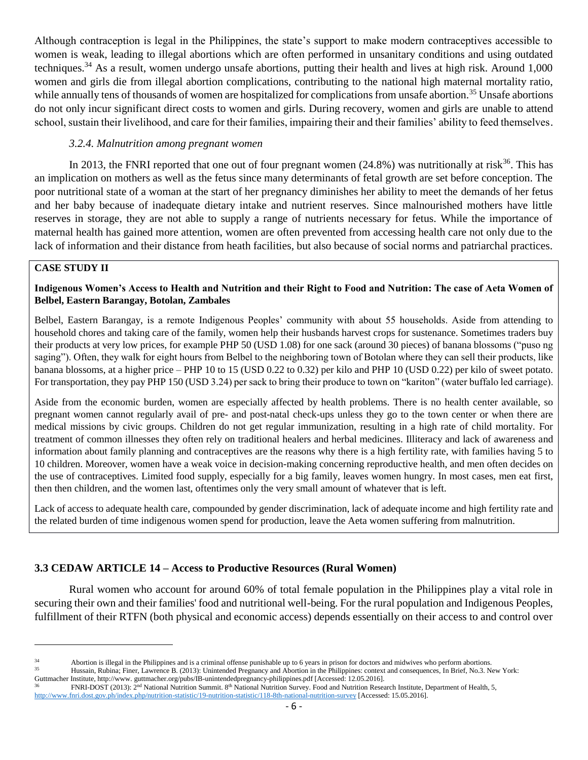Although contraception is legal in the Philippines, the state's support to make modern contraceptives accessible to women is weak, leading to illegal abortions which are often performed in unsanitary conditions and using outdated techniques.[34] As a result, women undergo unsafe abortions, putting their health and lives at high risk. Around 1,000 women and girls die from illegal abortion complications, contributing to the national high maternal mortality ratio, while annually tens of thousands of women are hospitalized for complications from unsafe abortion.[35] Unsafe abortions do not only incur significant direct costs to women and girls. During recovery, women and girls are unable to attend school, sustain their livelihood, and care for their families, impairing their and their families' ability to feed themselves.

#### *3.2.4. Malnutrition among pregnant women*

In 2013, the FNRI reported that one out of four pregnant women (24.8%) was nutritionally at risk[36]. This has an implication on mothers as well as the fetus since many determinants of fetal growth are set before conception. The poor nutritional state of a woman at the start of her pregnancy diminishes her ability to meet the demands of her fetus and her baby because of inadequate dietary intake and nutrient reserves. Since malnourished mothers have little reserves in storage, they are not able to supply a range of nutrients necessary for fetus. While the importance of maternal health has gained more attention, women are often prevented from accessing health care not only due to the lack of information and their distance from heath facilities, but also because of social norms and patriarchal practices.

**CASE STUDY II**

**Indigenous Women's Access to Health and Nutrition and their Right to Food and Nutrition: The case of Aeta Women of Belbel, Eastern Barangay, Botolan, Zambales**

Belbel, Eastern Barangay, is a remote Indigenous Peoples' community with about 55 households. Aside from attending to household chores and taking care of the family, women help their husbands harvest crops for sustenance. Sometimes traders buy their products at very low prices, for example PHP 50 (USD 1.08) for one sack (around 30 pieces) of banana blossoms ("puso ng saging"). Often, they walk for eight hours from Belbel to the neighboring town of Botolan where they can sell their products, like banana blossoms, at a higher price – PHP 10 to 15 (USD 0.22 to 0.32) per kilo and PHP 10 (USD 0.22) per kilo of sweet potato. For transportation, they pay PHP 150 (USD 3.24) per sack to bring their produce to town on "kariton" (water buffalo led carriage).

Aside from the economic burden, women are especially affected by health problems. There is no health center available, so pregnant women cannot regularly avail of pre- and post-natal check-ups unless they go to the town center or when there are medical missions by civic groups. Children do not get regular immunization, resulting in a high rate of child mortality. For treatment of common illnesses they often rely on traditional healers and herbal medicines. Illiteracy and lack of awareness and information about family planning and contraceptives are the reasons why there is a high fertility rate, with families having 5 to 10 children. Moreover, women have a weak voice in decision-making concerning reproductive health, and men often decides on the use of contraceptives. Limited food supply, especially for a big family, leaves women hungry. In most cases, men eat first, then then children, and the women last, oftentimes only the very small amount of whatever that is left.

Lack of access to adequate health care, compounded by gender discrimination, lack of adequate income and high fertility rate and the related burden of time indigenous women spend for production, leave the Aeta women suffering from malnutrition.

### 3.3 CEDAW ARTICLE 14 – Access to Productive Resources (Rural Women)

Rural women who account for around 60% of total female population in the Philippines play a vital role in securing their own and their families' food and nutritional well-being. For the rural population and Indigenous Peoples, fulfillment of their RTFN (both physical and economic access) depends essentially on their access to and control over

---

[34] Abortion is illegal in the Philippines and is a criminal offense punishable up to 6 years in prison for doctors and midwives who perform abortions.

[35] Hussain, Rubina; Finer, Lawrence B. (2013): Unintended Pregnancy and Abortion in the Philippines: context and consequences, In Brief, No.3. New York: Guttmacher Institute, http://www. guttmacher.org/pubs/IB-unintendedpregnancy-philippines.pdf [Accessed: 12.05.2016].

[36] FNRI-DOST (2013): 2nd National Nutrition Summit. 8th National Nutrition Survey. Food and Nutrition Research Institute, Department of Health, 5, http://www.fnri.dost.gov.ph/index.php/nutrition-statistic/19-nutrition-statistic/118-8th-national-nutrition-survey [Accessed: 15.05.2016].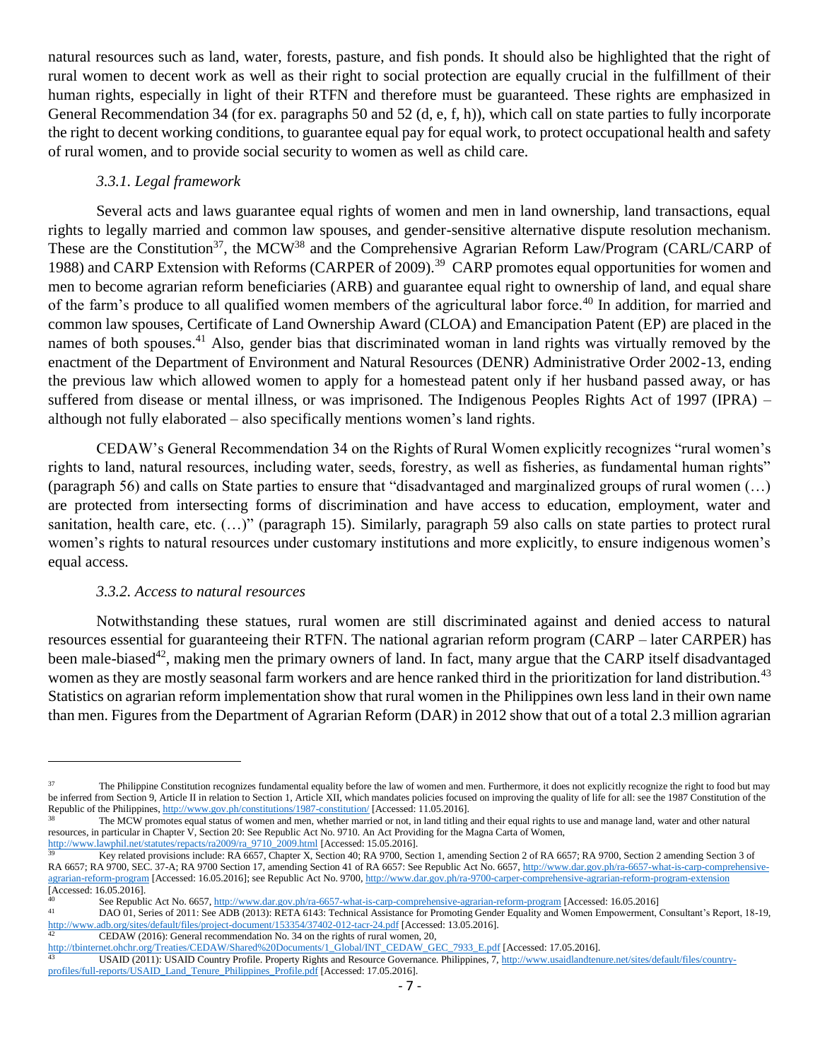natural resources such as land, water, forests, pasture, and fish ponds. It should also be highlighted that the right of rural women to decent work as well as their right to social protection are equally crucial in the fulfillment of their human rights, especially in light of their RTFN and therefore must be guaranteed. These rights are emphasized in General Recommendation 34 (for ex. paragraphs 50 and 52 (d, e, f, h)), which call on state parties to fully incorporate the right to decent working conditions, to guarantee equal pay for equal work, to protect occupational health and safety of rural women, and to provide social security to women as well as child care.

### *3.3.1. Legal framework*

Several acts and laws guarantee equal rights of women and men in land ownership, land transactions, equal rights to legally married and common law spouses, and gender-sensitive alternative dispute resolution mechanism. These are the Constitution[37], the MCW[38] and the Comprehensive Agrarian Reform Law/Program (CARL/CARP of 1988) and CARP Extension with Reforms (CARPER of 2009).[39] CARP promotes equal opportunities for women and men to become agrarian reform beneficiaries (ARB) and guarantee equal right to ownership of land, and equal share of the farm's produce to all qualified women members of the agricultural labor force.[40] In addition, for married and common law spouses, Certificate of Land Ownership Award (CLOA) and Emancipation Patent (EP) are placed in the names of both spouses.[41] Also, gender bias that discriminated woman in land rights was virtually removed by the enactment of the Department of Environment and Natural Resources (DENR) Administrative Order 2002-13, ending the previous law which allowed women to apply for a homestead patent only if her husband passed away, or has suffered from disease or mental illness, or was imprisoned. The Indigenous Peoples Rights Act of 1997 (IPRA) – although not fully elaborated – also specifically mentions women's land rights.

CEDAW's General Recommendation 34 on the Rights of Rural Women explicitly recognizes "rural women's rights to land, natural resources, including water, seeds, forestry, as well as fisheries, as fundamental human rights" (paragraph 56) and calls on State parties to ensure that "disadvantaged and marginalized groups of rural women (…) are protected from intersecting forms of discrimination and have access to education, employment, water and sanitation, health care, etc. (…)" (paragraph 15). Similarly, paragraph 59 also calls on state parties to protect rural women's rights to natural resources under customary institutions and more explicitly, to ensure indigenous women's equal access.

### *3.3.2. Access to natural resources*

Notwithstanding these statues, rural women are still discriminated against and denied access to natural resources essential for guaranteeing their RTFN. The national agrarian reform program (CARP – later CARPER) has been male-biased[42], making men the primary owners of land. In fact, many argue that the CARP itself disadvantaged women as they are mostly seasonal farm workers and are hence ranked third in the prioritization for land distribution.[43] Statistics on agrarian reform implementation show that rural women in the Philippines own less land in their own name than men. Figures from the Department of Agrarian Reform (DAR) in 2012 show that out of a total 2.3 million agrarian

---

[37] The Philippine Constitution recognizes fundamental equality before the law of women and men. Furthermore, it does not explicitly recognize the right to food but may be inferred from Section 9, Article II in relation to Section 1, Article XII, which mandates policies focused on improving the quality of life for all: see the 1987 Constitution of the Republic of the Philippines, http://www.gov.ph/constitutions/1987-constitution/ [Accessed: 11.05.2016].

[38] The MCW promotes equal status of women and men, whether married or not, in land titling and their equal rights to use and manage land, water and other natural resources, in particular in Chapter V, Section 20: See Republic Act No. 9710. An Act Providing for the Magna Carta of Women, http://www.lawphil.net/statutes/repacts/ra2009/ra_9710_2009.html [Accessed: 15.05.2016].

[39] Key related provisions include: RA 6657, Chapter X, Section 40; RA 9700, Section 1, amending Section 2 of RA 6657; RA 9700, Section 2 amending Section 3 of RA 6657; RA 9700, SEC. 37-A; RA 9700 Section 17, amending Section 41 of RA 6657: See Republic Act No. 6657, http://www.dar.gov.ph/ra-6657-what-is-carp-comprehensive-agrarian-reform-program [Accessed: 16.05.2016]; see Republic Act No. 9700, http://www.dar.gov.ph/ra-9700-carper-comprehensive-agrarian-reform-program-extension [Accessed: 16.05.2016].

[40] See Republic Act No. 6657, http://www.dar.gov.ph/ra-6657-what-is-carp-comprehensive-agrarian-reform-program [Accessed: 16.05.2016]

[41] DAO 01, Series of 2011: See ADB (2013): RETA 6143: Technical Assistance for Promoting Gender Equality and Women Empowerment, Consultant's Report, 18-19, http://www.adb.org/sites/default/files/project-document/153354/37402-012-tacr-24.pdf [Accessed: 13.05.2016].

[42] CEDAW (2016): General recommendation No. 34 on the rights of rural women, 20, http://tbinternet.ohchr.org/Treaties/CEDAW/Shared%20Documents/1_Global/INT_CEDAW_GEC_7933_E.pdf [Accessed: 17.05.2016].

[43] USAID (2011): USAID Country Profile. Property Rights and Resource Governance. Philippines, 7, http://www.usaidlandtenure.net/sites/default/files/country-profiles/full-reports/USAID_Land_Tenure_Philippines_Profile.pdf [Accessed: 17.05.2016].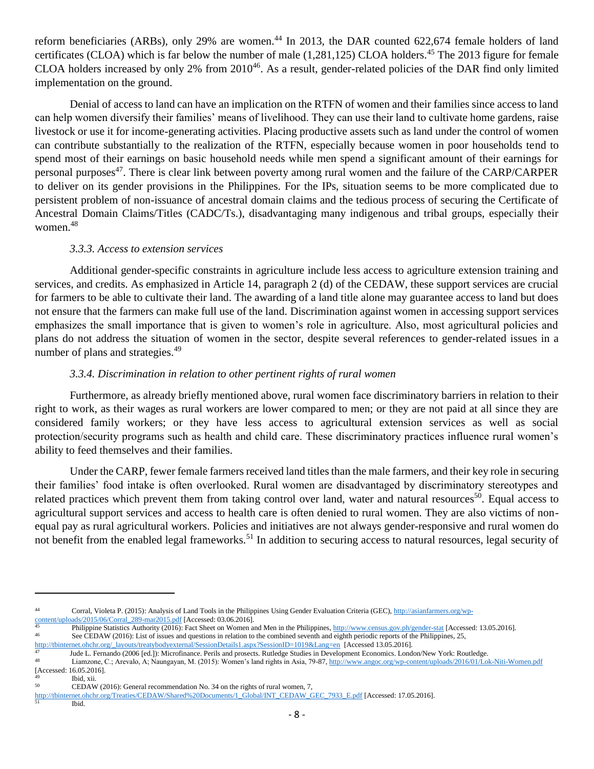reform beneficiaries (ARBs), only 29% are women.[44] In 2013, the DAR counted 622,674 female holders of land certificates (CLOA) which is far below the number of male (1,281,125) CLOA holders.[45] The 2013 figure for female CLOA holders increased by only 2% from 2010[46]. As a result, gender-related policies of the DAR find only limited implementation on the ground.

Denial of access to land can have an implication on the RTFN of women and their families since access to land can help women diversify their families' means of livelihood. They can use their land to cultivate home gardens, raise livestock or use it for income-generating activities. Placing productive assets such as land under the control of women can contribute substantially to the realization of the RTFN, especially because women in poor households tend to spend most of their earnings on basic household needs while men spend a significant amount of their earnings for personal purposes[47]. There is clear link between poverty among rural women and the failure of the CARP/CARPER to deliver on its gender provisions in the Philippines. For the IPs, situation seems to be more complicated due to persistent problem of non-issuance of ancestral domain claims and the tedious process of securing the Certificate of Ancestral Domain Claims/Titles (CADC/Ts.), disadvantaging many indigenous and tribal groups, especially their women.[48]

### *3.3.3. Access to extension services*

Additional gender-specific constraints in agriculture include less access to agriculture extension training and services, and credits. As emphasized in Article 14, paragraph 2 (d) of the CEDAW, these support services are crucial for farmers to be able to cultivate their land. The awarding of a land title alone may guarantee access to land but does not ensure that the farmers can make full use of the land. Discrimination against women in accessing support services emphasizes the small importance that is given to women's role in agriculture. Also, most agricultural policies and plans do not address the situation of women in the sector, despite several references to gender-related issues in a number of plans and strategies.[49]

### *3.3.4. Discrimination in relation to other pertinent rights of rural women*

Furthermore, as already briefly mentioned above, rural women face discriminatory barriers in relation to their right to work, as their wages as rural workers are lower compared to men; or they are not paid at all since they are considered family workers; or they have less access to agricultural extension services as well as social protection/security programs such as health and child care. These discriminatory practices influence rural women's ability to feed themselves and their families.

Under the CARP, fewer female farmers received land titles than the male farmers, and their key role in securing their families' food intake is often overlooked. Rural women are disadvantaged by discriminatory stereotypes and related practices which prevent them from taking control over land, water and natural resources[50]. Equal access to agricultural support services and access to health care is often denied to rural women. They are also victims of non-equal pay as rural agricultural workers. Policies and initiatives are not always gender-responsive and rural women do not benefit from the enabled legal frameworks.[51] In addition to securing access to natural resources, legal security of

---

[44] Corral, Violeta P. (2015): Analysis of Land Tools in the Philippines Using Gender Evaluation Criteria (GEC), http://asianfarmers.org/wp-content/uploads/2015/06/Corral_289-mar2015.pdf [Accessed: 03.06.2016].

[45] Philippine Statistics Authority (2016): Fact Sheet on Women and Men in the Philippines, http://www.census.gov.ph/gender-stat [Accessed: 13.05.2016].

[46] See CEDAW (2016): List of issues and questions in relation to the combined seventh and eighth periodic reports of the Philippines, 25, http://tbinternet.ohchr.org/_layouts/treatybodyexternal/SessionDetails1.aspx?SessionID=1019&Lang=en [Accessed 13.05.2016].

[47] Jude L. Fernando (2006 [ed.]): Microfinance. Perils and prosects. Rutledge Studies in Development Economics. London/New York: Routledge.

[48] Liamzone, C.; Arevalo, A; Naungayan, M. (2015): Women's land rights in Asia, 79-87, http://www.angoc.org/wp-content/uploads/2016/01/Lok-Niti-Women.pdf [Accessed: 16.05.2016].

[49] Ibid, xii.

[50] CEDAW (2016): General recommendation No. 34 on the rights of rural women, 7, http://tbinternet.ohchr.org/Treaties/CEDAW/Shared%20Documents/1_Global/INT_CEDAW_GEC_7933_E.pdf [Accessed: 17.05.2016].

[51] Ibid.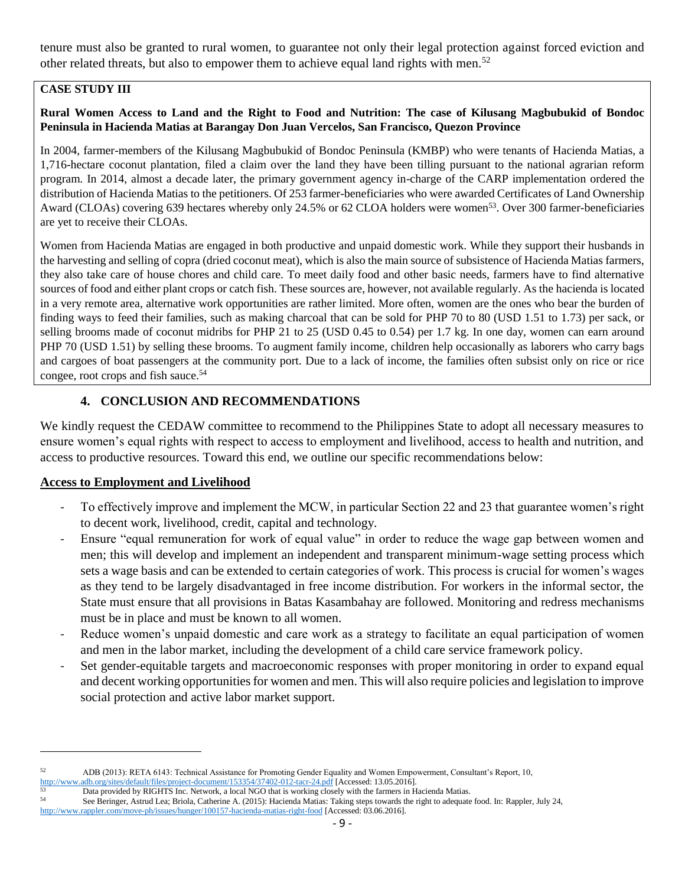tenure must also be granted to rural women, to guarantee not only their legal protection against forced eviction and other related threats, but also to empower them to achieve equal land rights with men.[52]

> **CASE STUDY III**
>
> **Rural Women Access to Land and the Right to Food and Nutrition: The case of Kilusang Magbubukid of Bondoc Peninsula in Hacienda Matias at Barangay Don Juan Vercelos, San Francisco, Quezon Province**
>
> In 2004, farmer-members of the Kilusang Magbubukid of Bondoc Peninsula (KMBP) who were tenants of Hacienda Matias, a 1,716-hectare coconut plantation, filed a claim over the land they have been tilling pursuant to the national agrarian reform program. In 2014, almost a decade later, the primary government agency in-charge of the CARP implementation ordered the distribution of Hacienda Matias to the petitioners. Of 253 farmer-beneficiaries who were awarded Certificates of Land Ownership Award (CLOAs) covering 639 hectares whereby only 24.5% or 62 CLOA holders were women[53]. Over 300 farmer-beneficiaries are yet to receive their CLOAs.
>
> Women from Hacienda Matias are engaged in both productive and unpaid domestic work. While they support their husbands in the harvesting and selling of copra (dried coconut meat), which is also the main source of subsistence of Hacienda Matias farmers, they also take care of house chores and child care. To meet daily food and other basic needs, farmers have to find alternative sources of food and either plant crops or catch fish. These sources are, however, not available regularly. As the hacienda is located in a very remote area, alternative work opportunities are rather limited. More often, women are the ones who bear the burden of finding ways to feed their families, such as making charcoal that can be sold for PHP 70 to 80 (USD 1.51 to 1.73) per sack, or selling brooms made of coconut midribs for PHP 21 to 25 (USD 0.45 to 0.54) per 1.7 kg. In one day, women can earn around PHP 70 (USD 1.51) by selling these brooms. To augment family income, children help occasionally as laborers who carry bags and cargoes of boat passengers at the community port. Due to a lack of income, the families often subsist only on rice or rice congee, root crops and fish sauce.[54]

## 4. CONCLUSION AND RECOMMENDATIONS

We kindly request the CEDAW committee to recommend to the Philippines State to adopt all necessary measures to ensure women's equal rights with respect to access to employment and livelihood, access to health and nutrition, and access to productive resources. Toward this end, we outline our specific recommendations below:

### Access to Employment and Livelihood

- To effectively improve and implement the MCW, in particular Section 22 and 23 that guarantee women's right to decent work, livelihood, credit, capital and technology.
- Ensure "equal remuneration for work of equal value" in order to reduce the wage gap between women and men; this will develop and implement an independent and transparent minimum-wage setting process which sets a wage basis and can be extended to certain categories of work. This process is crucial for women's wages as they tend to be largely disadvantaged in free income distribution. For workers in the informal sector, the State must ensure that all provisions in Batas Kasambahay are followed. Monitoring and redress mechanisms must be in place and must be known to all women.
- Reduce women's unpaid domestic and care work as a strategy to facilitate an equal participation of women and men in the labor market, including the development of a child care service framework policy.
- Set gender-equitable targets and macroeconomic responses with proper monitoring in order to expand equal and decent working opportunities for women and men. This will also require policies and legislation to improve social protection and active labor market support.

---

[52] ADB (2013): RETA 6143: Technical Assistance for Promoting Gender Equality and Women Empowerment, Consultant's Report, 10, http://www.adb.org/sites/default/files/project-document/153354/37402-012-tacr-24.pdf [Accessed: 13.05.2016].

[53] Data provided by RIGHTS Inc. Network, a local NGO that is working closely with the farmers in Hacienda Matias.

[54] See Beringer, Astrud Lea; Briola, Catherine A. (2015): Hacienda Matias: Taking steps towards the right to adequate food. In: Rappler, July 24, http://www.rappler.com/move-ph/issues/hunger/100157-hacienda-matias-right-food [Accessed: 03.06.2016].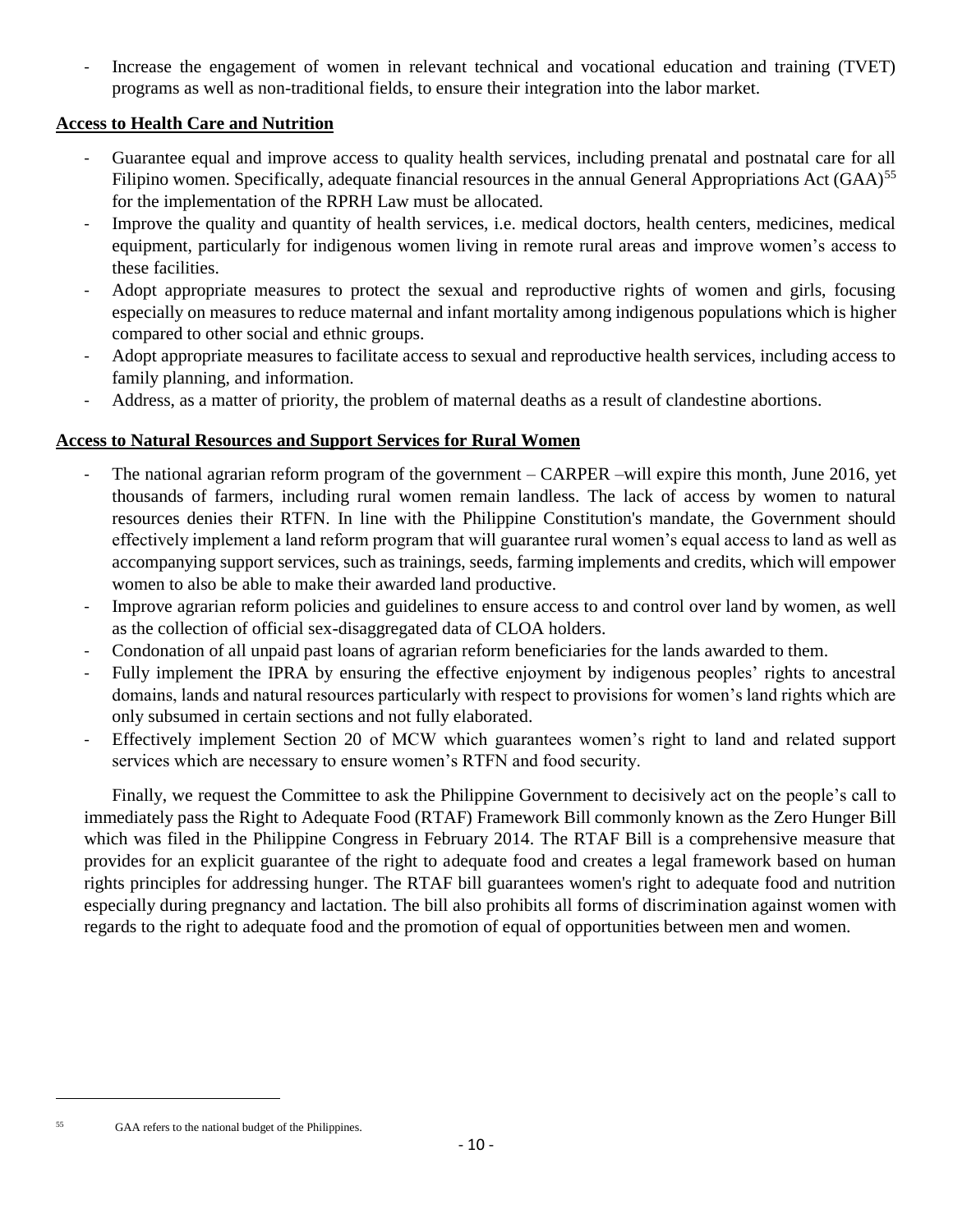- Increase the engagement of women in relevant technical and vocational education and training (TVET) programs as well as non-traditional fields, to ensure their integration into the labor market.

**Access to Health Care and Nutrition**

- Guarantee equal and improve access to quality health services, including prenatal and postnatal care for all Filipino women. Specifically, adequate financial resources in the annual General Appropriations Act (GAA)[55] for the implementation of the RPRH Law must be allocated.
- Improve the quality and quantity of health services, i.e. medical doctors, health centers, medicines, medical equipment, particularly for indigenous women living in remote rural areas and improve women's access to these facilities.
- Adopt appropriate measures to protect the sexual and reproductive rights of women and girls, focusing especially on measures to reduce maternal and infant mortality among indigenous populations which is higher compared to other social and ethnic groups.
- Adopt appropriate measures to facilitate access to sexual and reproductive health services, including access to family planning, and information.
- Address, as a matter of priority, the problem of maternal deaths as a result of clandestine abortions.

**Access to Natural Resources and Support Services for Rural Women**

- The national agrarian reform program of the government – CARPER –will expire this month, June 2016, yet thousands of farmers, including rural women remain landless. The lack of access by women to natural resources denies their RTFN. In line with the Philippine Constitution's mandate, the Government should effectively implement a land reform program that will guarantee rural women's equal access to land as well as accompanying support services, such as trainings, seeds, farming implements and credits, which will empower women to also be able to make their awarded land productive.
- Improve agrarian reform policies and guidelines to ensure access to and control over land by women, as well as the collection of official sex-disaggregated data of CLOA holders.
- Condonation of all unpaid past loans of agrarian reform beneficiaries for the lands awarded to them.
- Fully implement the IPRA by ensuring the effective enjoyment by indigenous peoples' rights to ancestral domains, lands and natural resources particularly with respect to provisions for women's land rights which are only subsumed in certain sections and not fully elaborated.
- Effectively implement Section 20 of MCW which guarantees women's right to land and related support services which are necessary to ensure women's RTFN and food security.

Finally, we request the Committee to ask the Philippine Government to decisively act on the people's call to immediately pass the Right to Adequate Food (RTAF) Framework Bill commonly known as the Zero Hunger Bill which was filed in the Philippine Congress in February 2014. The RTAF Bill is a comprehensive measure that provides for an explicit guarantee of the right to adequate food and creates a legal framework based on human rights principles for addressing hunger. The RTAF bill guarantees women's right to adequate food and nutrition especially during pregnancy and lactation. The bill also prohibits all forms of discrimination against women with regards to the right to adequate food and the promotion of equal of opportunities between men and women.

[55] GAA refers to the national budget of the Philippines.